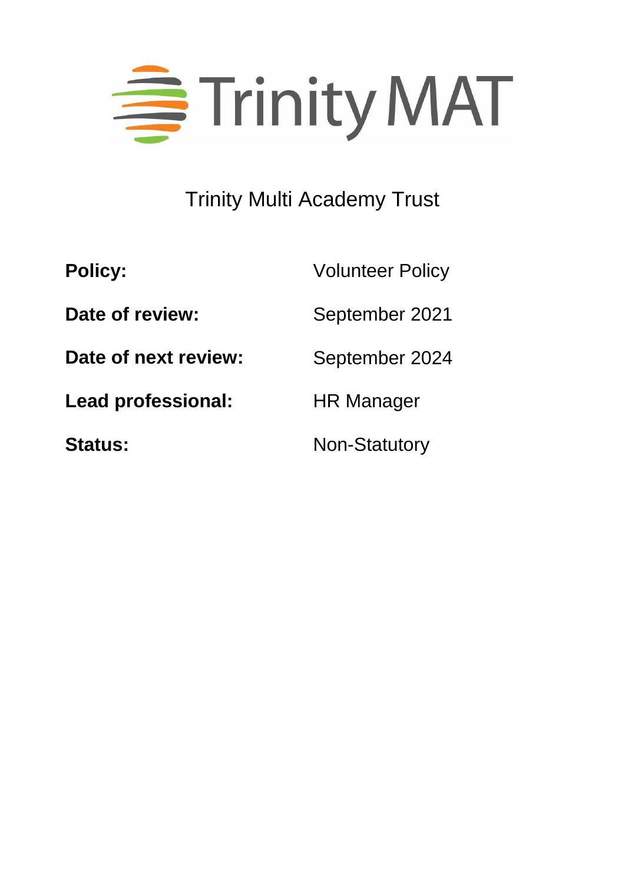# Trinity MAT

Trinity Multi Academy Trust

| | |
|---|---|
| **Policy:** | Volunteer Policy |
| **Date of review:** | September 2021 |
| **Date of next review:** | September 2024 |
| **Lead professional:** | HR Manager |
| **Status:** | Non-Statutory |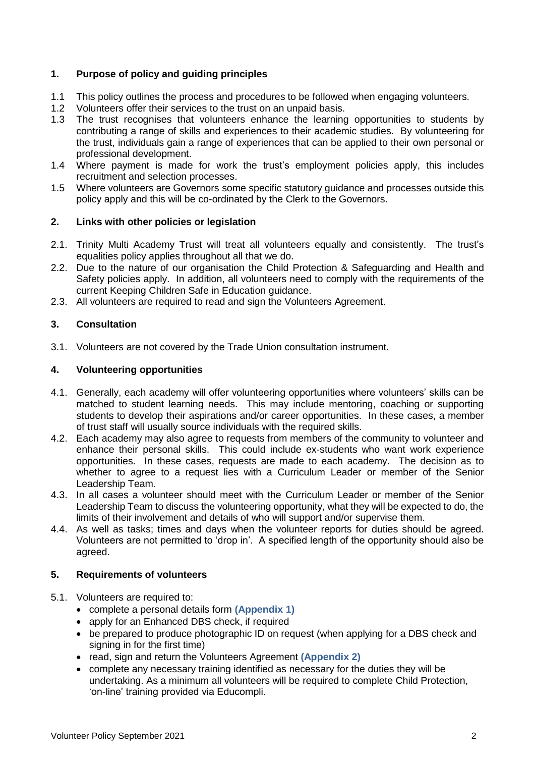## 1. Purpose of policy and guiding principles

1.1 This policy outlines the process and procedures to be followed when engaging volunteers.

1.2 Volunteers offer their services to the trust on an unpaid basis.

1.3 The trust recognises that volunteers enhance the learning opportunities to students by contributing a range of skills and experiences to their academic studies. By volunteering for the trust, individuals gain a range of experiences that can be applied to their own personal or professional development.

1.4 Where payment is made for work the trust's employment policies apply, this includes recruitment and selection processes.

1.5 Where volunteers are Governors some specific statutory guidance and processes outside this policy apply and this will be co-ordinated by the Clerk to the Governors.

## 2. Links with other policies or legislation

2.1. Trinity Multi Academy Trust will treat all volunteers equally and consistently. The trust's equalities policy applies throughout all that we do.

2.2. Due to the nature of our organisation the Child Protection & Safeguarding and Health and Safety policies apply. In addition, all volunteers need to comply with the requirements of the current Keeping Children Safe in Education guidance.

2.3. All volunteers are required to read and sign the Volunteers Agreement.

## 3. Consultation

3.1. Volunteers are not covered by the Trade Union consultation instrument.

## 4. Volunteering opportunities

4.1. Generally, each academy will offer volunteering opportunities where volunteers' skills can be matched to student learning needs. This may include mentoring, coaching or supporting students to develop their aspirations and/or career opportunities. In these cases, a member of trust staff will usually source individuals with the required skills.

4.2. Each academy may also agree to requests from members of the community to volunteer and enhance their personal skills. This could include ex-students who want work experience opportunities. In these cases, requests are made to each academy. The decision as to whether to agree to a request lies with a Curriculum Leader or member of the Senior Leadership Team.

4.3. In all cases a volunteer should meet with the Curriculum Leader or member of the Senior Leadership Team to discuss the volunteering opportunity, what they will be expected to do, the limits of their involvement and details of who will support and/or supervise them.

4.4. As well as tasks; times and days when the volunteer reports for duties should be agreed. Volunteers are not permitted to 'drop in'. A specified length of the opportunity should also be agreed.

## 5. Requirements of volunteers

5.1. Volunteers are required to:

- complete a personal details form **(Appendix 1)**
- apply for an Enhanced DBS check, if required
- be prepared to produce photographic ID on request (when applying for a DBS check and signing in for the first time)
- read, sign and return the Volunteers Agreement **(Appendix 2)**
- complete any necessary training identified as necessary for the duties they will be undertaking. As a minimum all volunteers will be required to complete Child Protection, 'on-line' training provided via Educompli.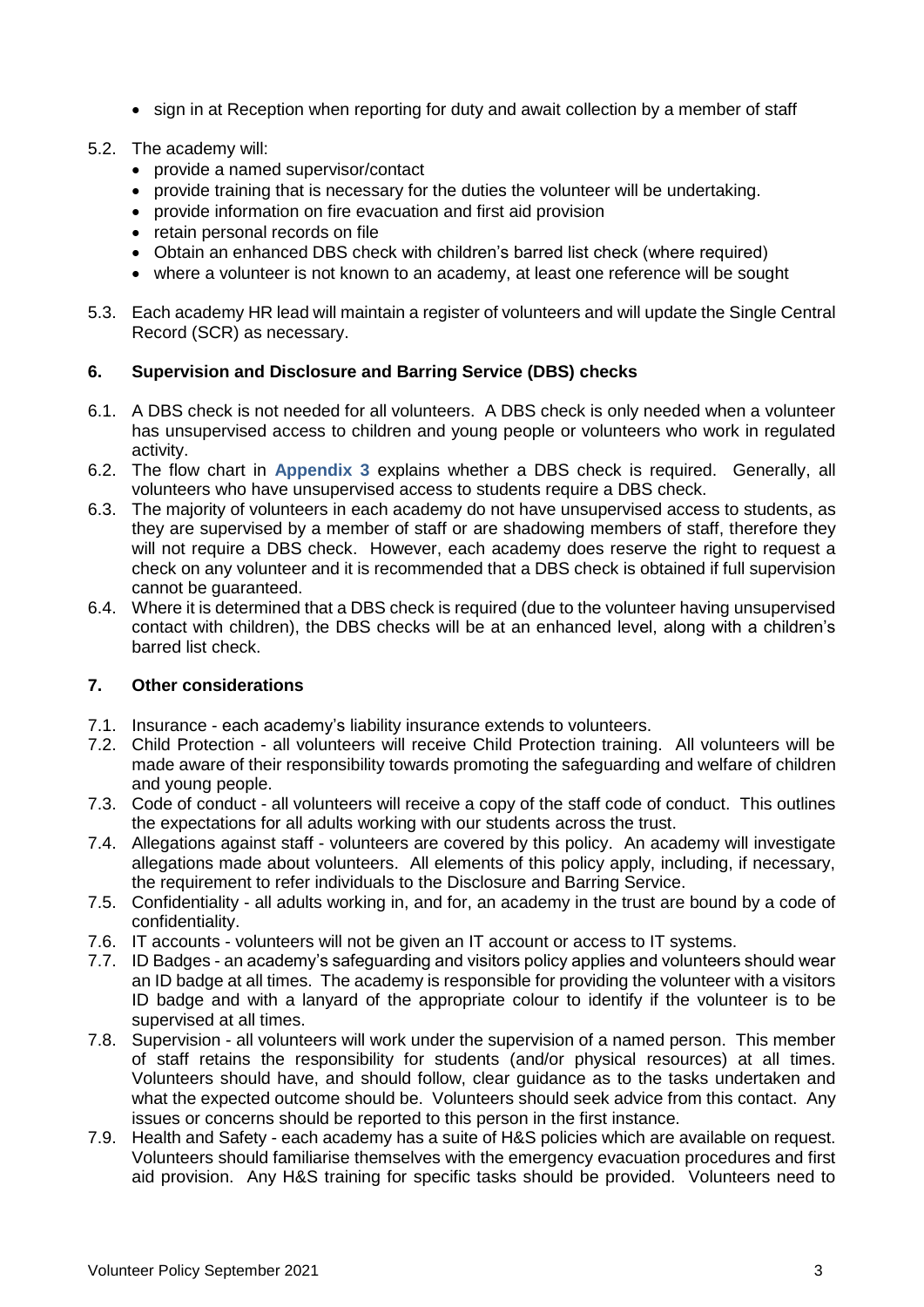- sign in at Reception when reporting for duty and await collection by a member of staff

5.2. The academy will:
- provide a named supervisor/contact
- provide training that is necessary for the duties the volunteer will be undertaking.
- provide information on fire evacuation and first aid provision
- retain personal records on file
- Obtain an enhanced DBS check with children's barred list check (where required)
- where a volunteer is not known to an academy, at least one reference will be sought

5.3. Each academy HR lead will maintain a register of volunteers and will update the Single Central Record (SCR) as necessary.

## 6. Supervision and Disclosure and Barring Service (DBS) checks

6.1. A DBS check is not needed for all volunteers. A DBS check is only needed when a volunteer has unsupervised access to children and young people or volunteers who work in regulated activity.

6.2. The flow chart in **Appendix 3** explains whether a DBS check is required. Generally, all volunteers who have unsupervised access to students require a DBS check.

6.3. The majority of volunteers in each academy do not have unsupervised access to students, as they are supervised by a member of staff or are shadowing members of staff, therefore they will not require a DBS check. However, each academy does reserve the right to request a check on any volunteer and it is recommended that a DBS check is obtained if full supervision cannot be guaranteed.

6.4. Where it is determined that a DBS check is required (due to the volunteer having unsupervised contact with children), the DBS checks will be at an enhanced level, along with a children's barred list check.

## 7. Other considerations

7.1. Insurance - each academy's liability insurance extends to volunteers.

7.2. Child Protection - all volunteers will receive Child Protection training. All volunteers will be made aware of their responsibility towards promoting the safeguarding and welfare of children and young people.

7.3. Code of conduct - all volunteers will receive a copy of the staff code of conduct. This outlines the expectations for all adults working with our students across the trust.

7.4. Allegations against staff - volunteers are covered by this policy. An academy will investigate allegations made about volunteers. All elements of this policy apply, including, if necessary, the requirement to refer individuals to the Disclosure and Barring Service.

7.5. Confidentiality - all adults working in, and for, an academy in the trust are bound by a code of confidentiality.

7.6. IT accounts - volunteers will not be given an IT account or access to IT systems.

7.7. ID Badges - an academy's safeguarding and visitors policy applies and volunteers should wear an ID badge at all times. The academy is responsible for providing the volunteer with a visitors ID badge and with a lanyard of the appropriate colour to identify if the volunteer is to be supervised at all times.

7.8. Supervision - all volunteers will work under the supervision of a named person. This member of staff retains the responsibility for students (and/or physical resources) at all times. Volunteers should have, and should follow, clear guidance as to the tasks undertaken and what the expected outcome should be. Volunteers should seek advice from this contact. Any issues or concerns should be reported to this person in the first instance.

7.9. Health and Safety - each academy has a suite of H&S policies which are available on request. Volunteers should familiarise themselves with the emergency evacuation procedures and first aid provision. Any H&S training for specific tasks should be provided. Volunteers need to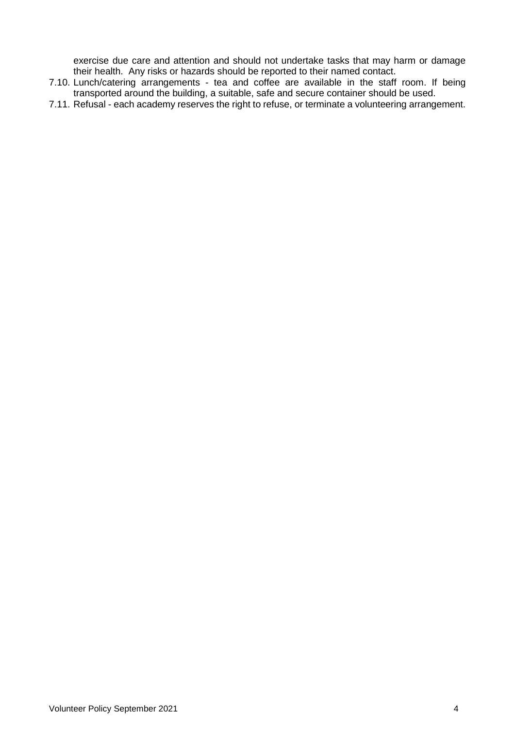exercise due care and attention and should not undertake tasks that may harm or damage their health. Any risks or hazards should be reported to their named contact.

7.10. Lunch/catering arrangements - tea and coffee are available in the staff room. If being transported around the building, a suitable, safe and secure container should be used.

7.11. Refusal - each academy reserves the right to refuse, or terminate a volunteering arrangement.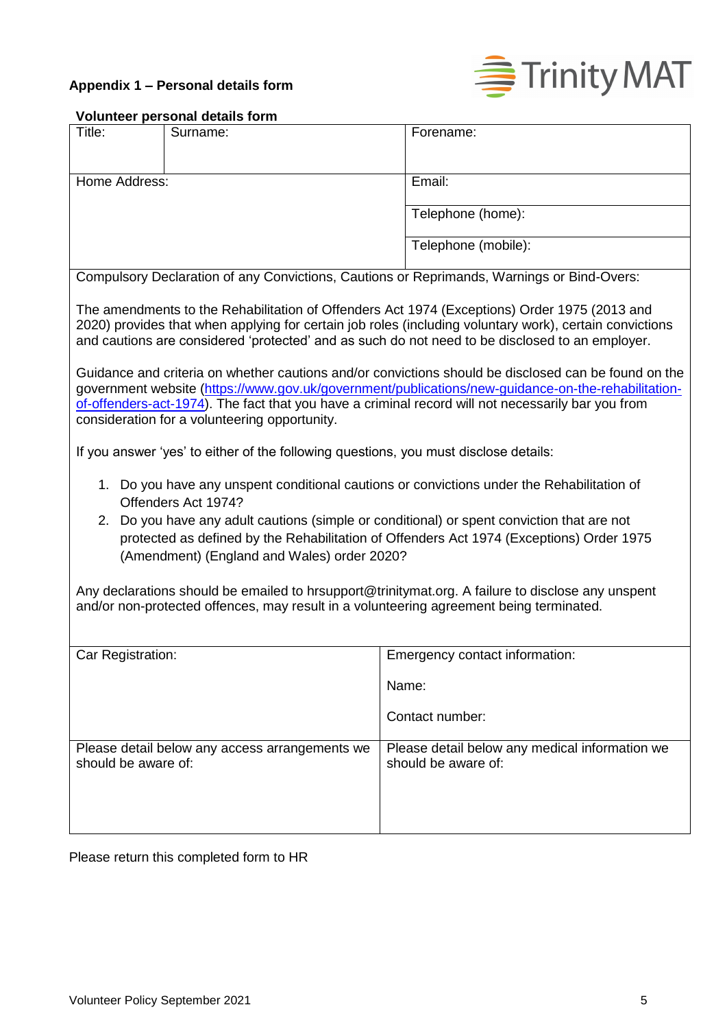## Appendix 1 – Personal details form

### Volunteer personal details form

| Title: | Surname: | Forename: |
|---|---|---|
| Home Address: | | Email: |
| | | Telephone (home): |
| | | Telephone (mobile): |

Compulsory Declaration of any Convictions, Cautions or Reprimands, Warnings or Bind-Overs:

The amendments to the Rehabilitation of Offenders Act 1974 (Exceptions) Order 1975 (2013 and 2020) provides that when applying for certain job roles (including voluntary work), certain convictions and cautions are considered 'protected' and as such do not need to be disclosed to an employer.

Guidance and criteria on whether cautions and/or convictions should be disclosed can be found on the government website ([https://www.gov.uk/government/publications/new-guidance-on-the-rehabilitation-of-offenders-act-1974](https://www.gov.uk/government/publications/new-guidance-on-the-rehabilitation-of-offenders-act-1974)). The fact that you have a criminal record will not necessarily bar you from consideration for a volunteering opportunity.

If you answer 'yes' to either of the following questions, you must disclose details:

1. Do you have any unspent conditional cautions or convictions under the Rehabilitation of Offenders Act 1974?
2. Do you have any adult cautions (simple or conditional) or spent conviction that are not protected as defined by the Rehabilitation of Offenders Act 1974 (Exceptions) Order 1975 (Amendment) (England and Wales) order 2020?

Any declarations should be emailed to hrsupport@trinitymat.org. A failure to disclose any unspent and/or non-protected offences, may result in a volunteering agreement being terminated.

| Car Registration: | Emergency contact information:<br><br>Name:<br><br>Contact number: |
|---|---|
| Please detail below any access arrangements we should be aware of: | Please detail below any medical information we should be aware of: |

Please return this completed form to HR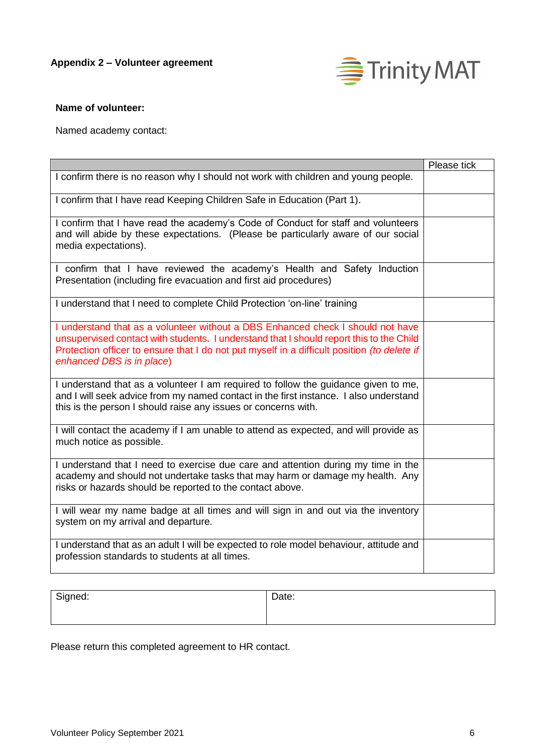**Appendix 2 – Volunteer agreement**

Trinity MAT

**Name of volunteer:**

Named academy contact:

| | Please tick |
|---|---|
| I confirm there is no reason why I should not work with children and young people. | |
| I confirm that I have read Keeping Children Safe in Education (Part 1). | |
| I confirm that I have read the academy's Code of Conduct for staff and volunteers and will abide by these expectations. (Please be particularly aware of our social media expectations). | |
| I confirm that I have reviewed the academy's Health and Safety Induction Presentation (including fire evacuation and first aid procedures) | |
| I understand that I need to complete Child Protection 'on-line' training | |
| I understand that as a volunteer without a DBS Enhanced check I should not have unsupervised contact with students. I understand that I should report this to the Child Protection officer to ensure that I do not put myself in a difficult position *(to delete if enhanced DBS is in place)* | |
| I understand that as a volunteer I am required to follow the guidance given to me, and I will seek advice from my named contact in the first instance. I also understand this is the person I should raise any issues or concerns with. | |
| I will contact the academy if I am unable to attend as expected, and will provide as much notice as possible. | |
| I understand that I need to exercise due care and attention during my time in the academy and should not undertake tasks that may harm or damage my health. Any risks or hazards should be reported to the contact above. | |
| I will wear my name badge at all times and will sign in and out via the inventory system on my arrival and departure. | |
| I understand that as an adult I will be expected to role model behaviour, attitude and profession standards to students at all times. | |

| Signed: | Date: |
|---|---|

Please return this completed agreement to HR contact.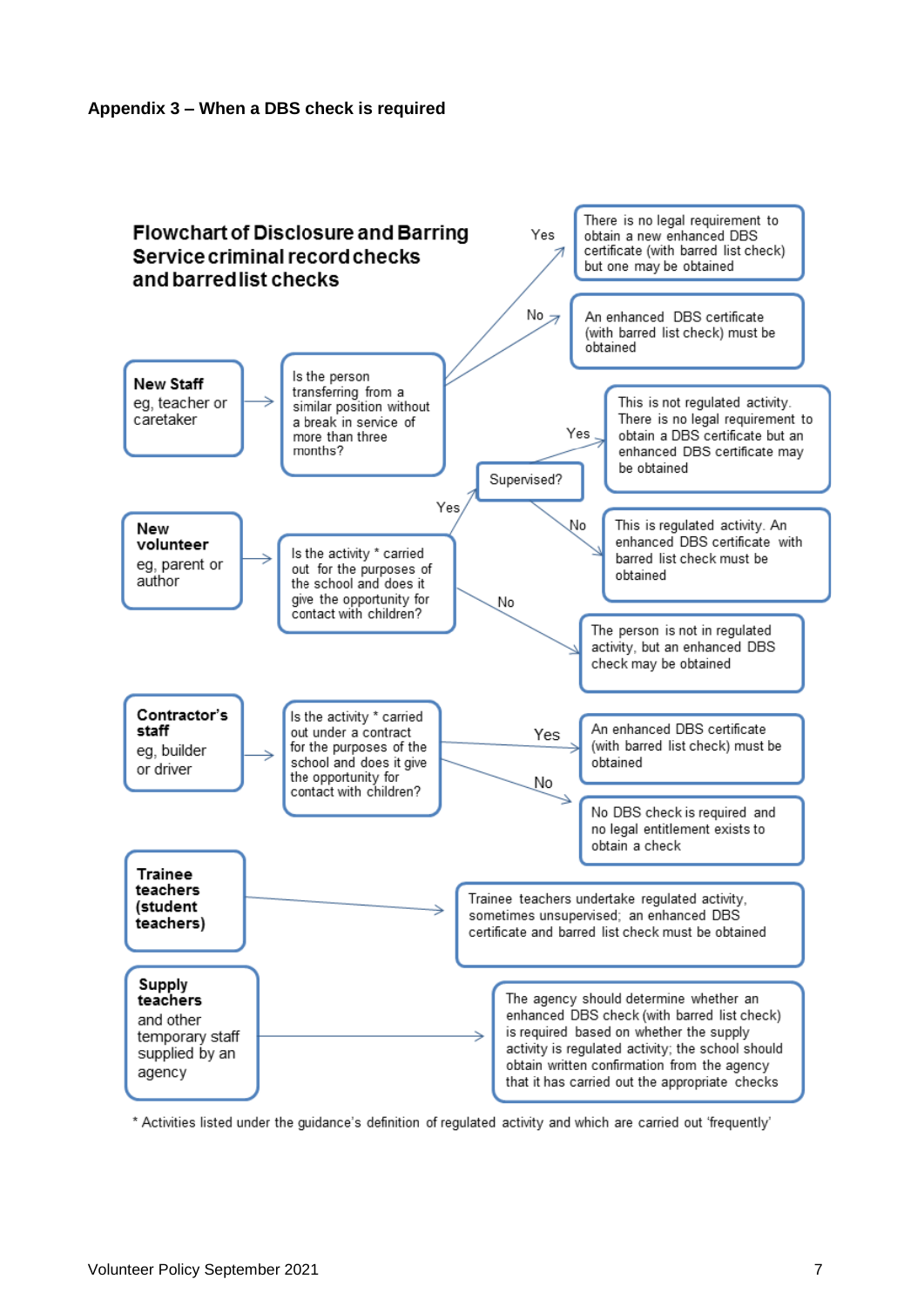**Appendix 3 – When a DBS check is required**

## Flowchart of Disclosure and Barring Service criminal record checks and barred list checks

**New Staff**
eg, teacher or caretaker

Is the person transferring from a similar position without a break in service of more than three months?

Yes

There is no legal requirement to obtain a new enhanced DBS certificate (with barred list check) but one may be obtained

No

An enhanced DBS certificate (with barred list check) must be obtained

**New volunteer**
eg, parent or author

Is the activity * carried out for the purposes of the school and does it give the opportunity for contact with children?

Yes

Supervised?

Yes

This is not regulated activity. There is no legal requirement to obtain a DBS certificate but an enhanced DBS certificate may be obtained

No

This is regulated activity. An enhanced DBS certificate with barred list check must be obtained

No

The person is not in regulated activity, but an enhanced DBS check may be obtained

**Contractor's staff**
eg, builder or driver

Is the activity * carried out under a contract for the purposes of the school and does it give the opportunity for contact with children?

Yes

An enhanced DBS certificate (with barred list check) must be obtained

No

No DBS check is required and no legal entitlement exists to obtain a check

**Trainee teachers (student teachers)**

Trainee teachers undertake regulated activity, sometimes unsupervised; an enhanced DBS certificate and barred list check must be obtained

**Supply teachers** and other temporary staff supplied by an agency

The agency should determine whether an enhanced DBS check (with barred list check) is required based on whether the supply activity is regulated activity; the school should obtain written confirmation from the agency that it has carried out the appropriate checks

\* Activities listed under the guidance's definition of regulated activity and which are carried out 'frequently'

Volunteer Policy September 2021